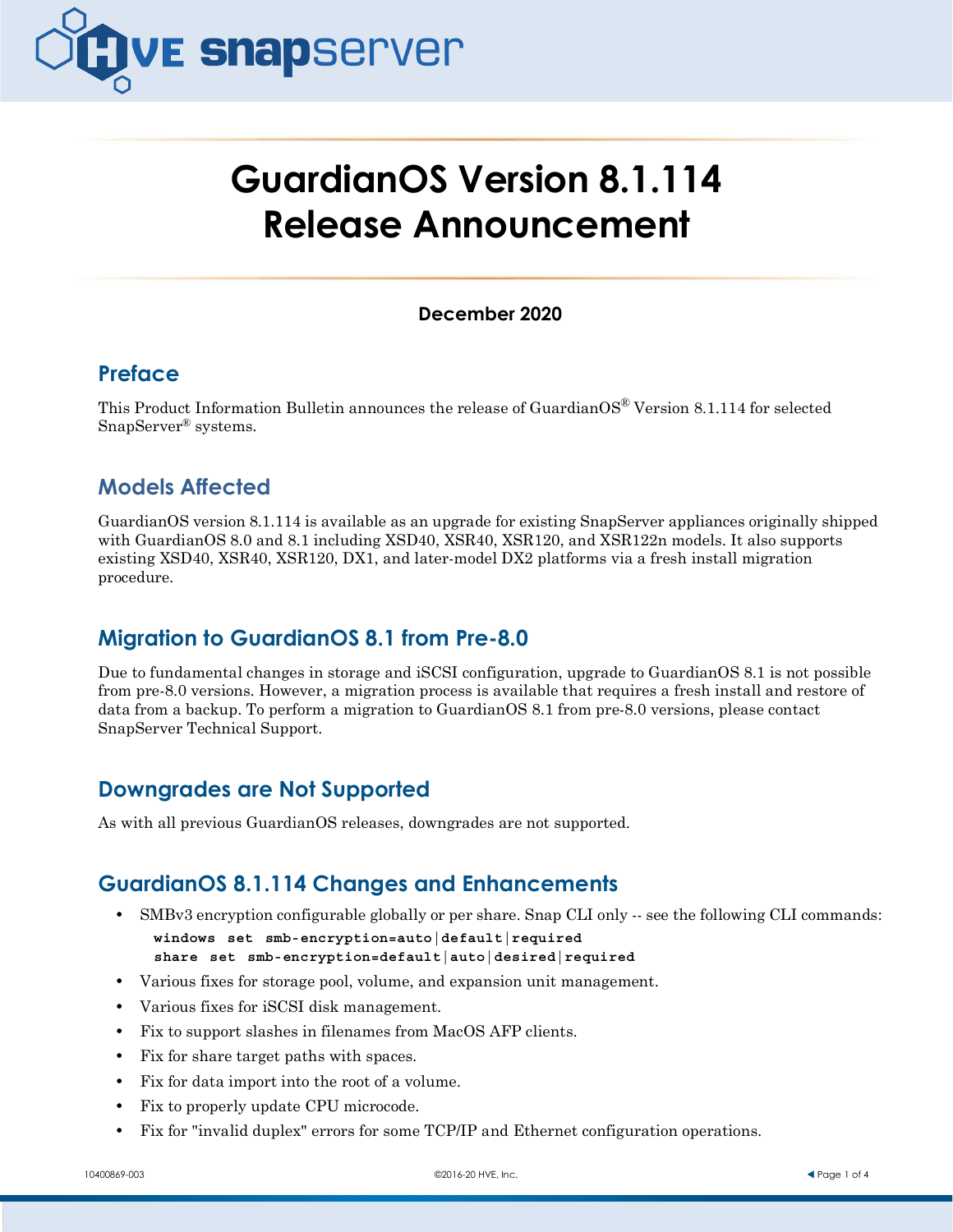# GuardianOS Version 8.1.114 Release Announcement

**December 2020**

## Preface

This Product Information Bulletin announces the release of GuardianOS® Version 8.1.114 for selected SnapServer® systems.

## Models Affected

GuardianOS version 8.1.114 is available as an upgrade for existing SnapServer appliances originally shipped with GuardianOS 8.0 and 8.1 including XSD40, XSR40, XSR120, and XSR122n models. It also supports existing XSD40, XSR40, XSR120, DX1, and later-model DX2 platforms via a fresh install migration procedure.

## Migration to GuardianOS 8.1 from Pre-8.0

Due to fundamental changes in storage and iSCSI configuration, upgrade to GuardianOS 8.1 is not possible from pre-8.0 versions. However, a migration process is available that requires a fresh install and restore of data from a backup. To perform a migration to GuardianOS 8.1 from pre-8.0 versions, please contact SnapServer Technical Support.

## Downgrades are Not Supported

As with all previous GuardianOS releases, downgrades are not supported.

## GuardianOS 8.1.114 Changes and Enhancements

- SMBv3 encryption configurable globally or per share. Snap CLI only -- see the following CLI commands:
  ```
  windows set smb-encryption=auto|default|required
  share set smb-encryption=default|auto|desired|required
  ```
- Various fixes for storage pool, volume, and expansion unit management.
- Various fixes for iSCSI disk management.
- Fix to support slashes in filenames from MacOS AFP clients.
- Fix for share target paths with spaces.
- Fix for data import into the root of a volume.
- Fix to properly update CPU microcode.
- Fix for "invalid duplex" errors for some TCP/IP and Ethernet configuration operations.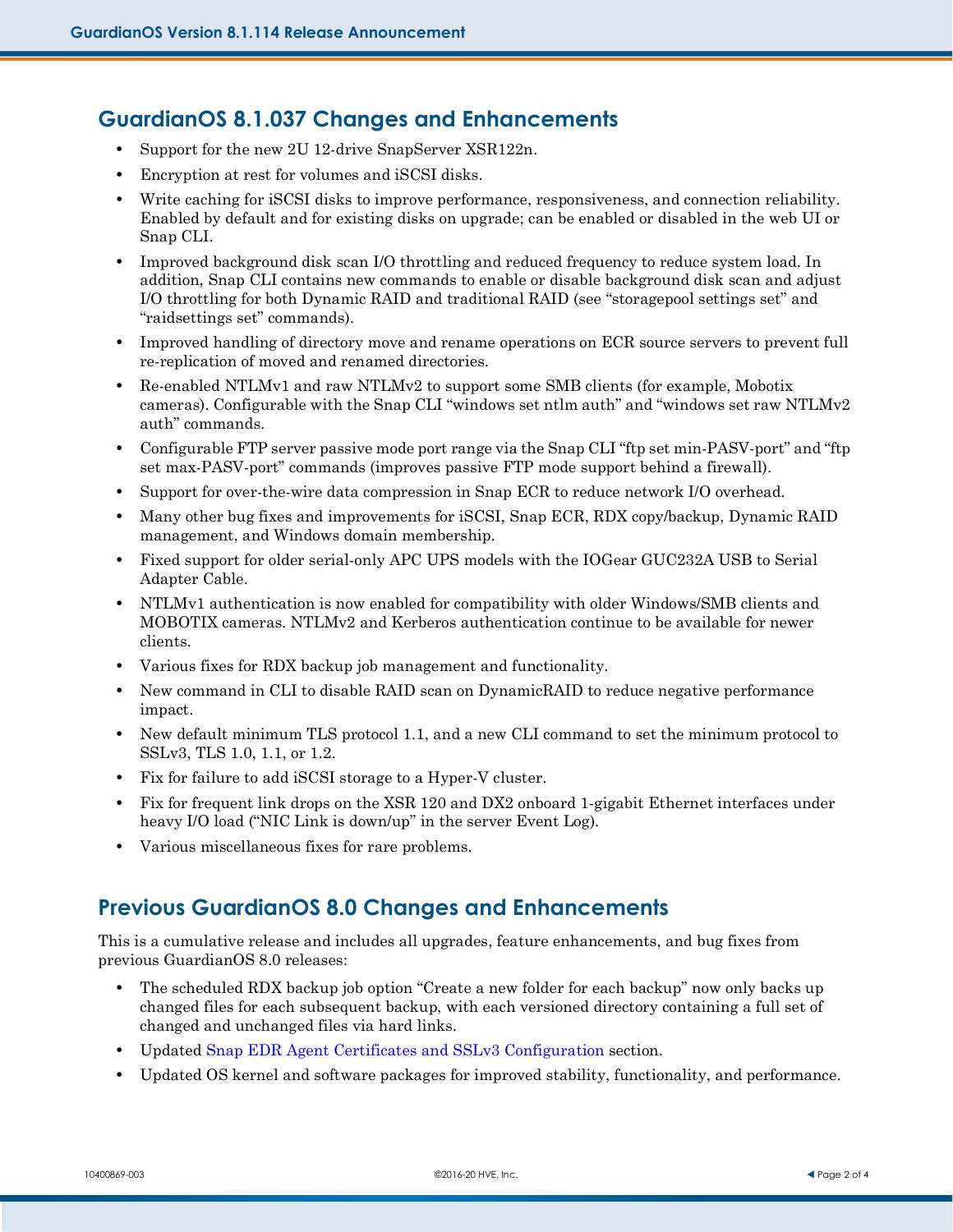## GuardianOS 8.1.037 Changes and Enhancements

- Support for the new 2U 12-drive SnapServer XSR122n.
- Encryption at rest for volumes and iSCSI disks.
- Write caching for iSCSI disks to improve performance, responsiveness, and connection reliability. Enabled by default and for existing disks on upgrade; can be enabled or disabled in the web UI or Snap CLI.
- Improved background disk scan I/O throttling and reduced frequency to reduce system load. In addition, Snap CLI contains new commands to enable or disable background disk scan and adjust I/O throttling for both Dynamic RAID and traditional RAID (see “storagepool settings set” and “raidsettings set” commands).
- Improved handling of directory move and rename operations on ECR source servers to prevent full re-replication of moved and renamed directories.
- Re-enabled NTLMv1 and raw NTLMv2 to support some SMB clients (for example, Mobotix cameras). Configurable with the Snap CLI “windows set ntlm auth” and “windows set raw NTLMv2 auth” commands.
- Configurable FTP server passive mode port range via the Snap CLI “ftp set min-PASV-port” and “ftp set max-PASV-port” commands (improves passive FTP mode support behind a firewall).
- Support for over-the-wire data compression in Snap ECR to reduce network I/O overhead.
- Many other bug fixes and improvements for iSCSI, Snap ECR, RDX copy/backup, Dynamic RAID management, and Windows domain membership.
- Fixed support for older serial-only APC UPS models with the IOGear GUC232A USB to Serial Adapter Cable.
- NTLMv1 authentication is now enabled for compatibility with older Windows/SMB clients and MOBOTIX cameras. NTLMv2 and Kerberos authentication continue to be available for newer clients.
- Various fixes for RDX backup job management and functionality.
- New command in CLI to disable RAID scan on DynamicRAID to reduce negative performance impact.
- New default minimum TLS protocol 1.1, and a new CLI command to set the minimum protocol to SSLv3, TLS 1.0, 1.1, or 1.2.
- Fix for failure to add iSCSI storage to a Hyper-V cluster.
- Fix for frequent link drops on the XSR 120 and DX2 onboard 1-gigabit Ethernet interfaces under heavy I/O load (“NIC Link is down/up” in the server Event Log).
- Various miscellaneous fixes for rare problems.

## Previous GuardianOS 8.0 Changes and Enhancements

This is a cumulative release and includes all upgrades, feature enhancements, and bug fixes from previous GuardianOS 8.0 releases:

- The scheduled RDX backup job option “Create a new folder for each backup” now only backs up changed files for each subsequent backup, with each versioned directory containing a full set of changed and unchanged files via hard links.
- Updated Snap EDR Agent Certificates and SSLv3 Configuration section.
- Updated OS kernel and software packages for improved stability, functionality, and performance.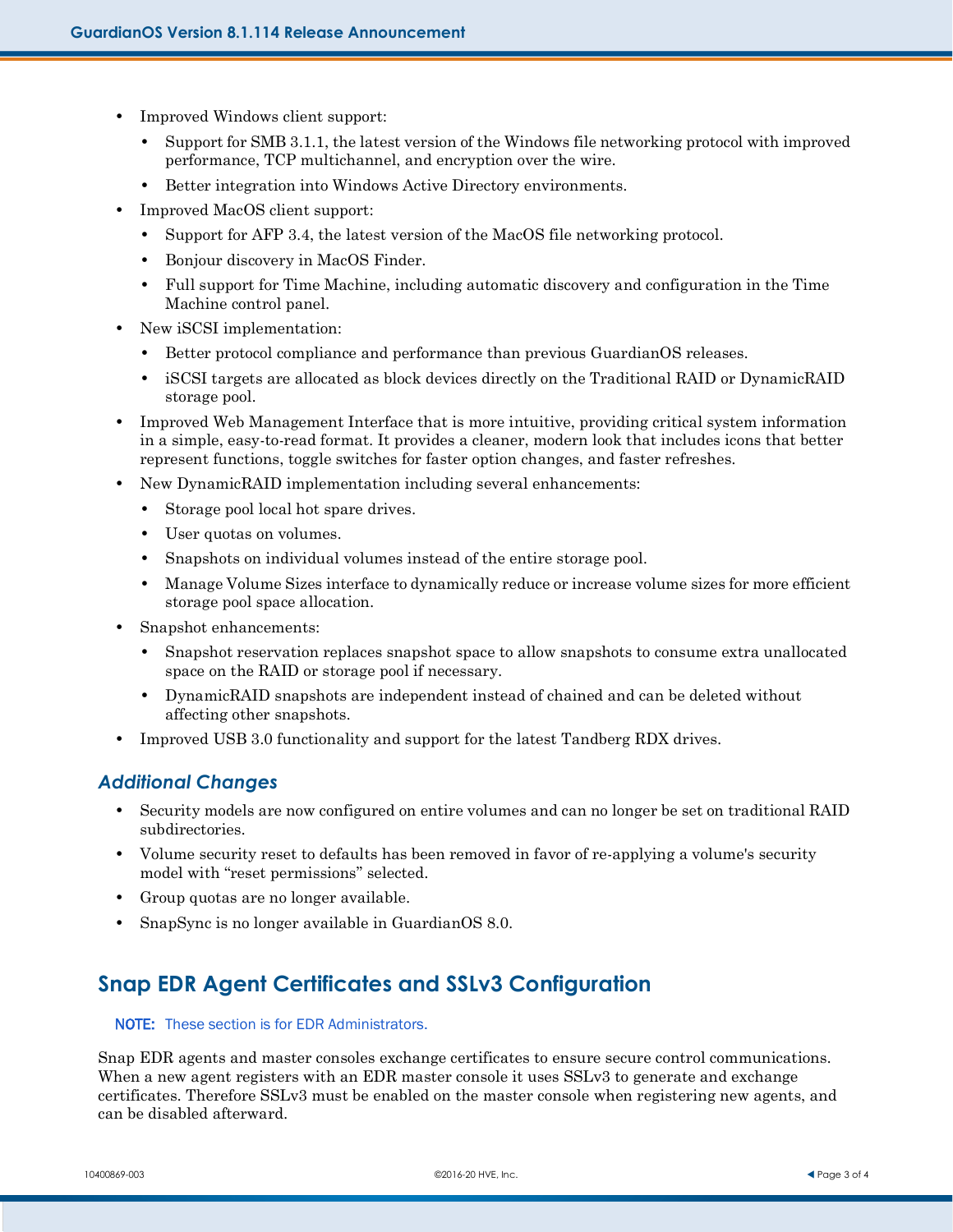- Improved Windows client support:
  - Support for SMB 3.1.1, the latest version of the Windows file networking protocol with improved performance, TCP multichannel, and encryption over the wire.
  - Better integration into Windows Active Directory environments.
- Improved MacOS client support:
  - Support for AFP 3.4, the latest version of the MacOS file networking protocol.
  - Bonjour discovery in MacOS Finder.
  - Full support for Time Machine, including automatic discovery and configuration in the Time Machine control panel.
- New iSCSI implementation:
  - Better protocol compliance and performance than previous GuardianOS releases.
  - iSCSI targets are allocated as block devices directly on the Traditional RAID or DynamicRAID storage pool.
- Improved Web Management Interface that is more intuitive, providing critical system information in a simple, easy-to-read format. It provides a cleaner, modern look that includes icons that better represent functions, toggle switches for faster option changes, and faster refreshes.
- New DynamicRAID implementation including several enhancements:
  - Storage pool local hot spare drives.
  - User quotas on volumes.
  - Snapshots on individual volumes instead of the entire storage pool.
  - Manage Volume Sizes interface to dynamically reduce or increase volume sizes for more efficient storage pool space allocation.
- Snapshot enhancements:
  - Snapshot reservation replaces snapshot space to allow snapshots to consume extra unallocated space on the RAID or storage pool if necessary.
  - DynamicRAID snapshots are independent instead of chained and can be deleted without affecting other snapshots.
- Improved USB 3.0 functionality and support for the latest Tandberg RDX drives.

### *Additional Changes*

- Security models are now configured on entire volumes and can no longer be set on traditional RAID subdirectories.
- Volume security reset to defaults has been removed in favor of re-applying a volume's security model with “reset permissions” selected.
- Group quotas are no longer available.
- SnapSync is no longer available in GuardianOS 8.0.

## Snap EDR Agent Certificates and SSLv3 Configuration

**NOTE:** These section is for EDR Administrators.

Snap EDR agents and master consoles exchange certificates to ensure secure control communications. When a new agent registers with an EDR master console it uses SSLv3 to generate and exchange certificates. Therefore SSLv3 must be enabled on the master console when registering new agents, and can be disabled afterward.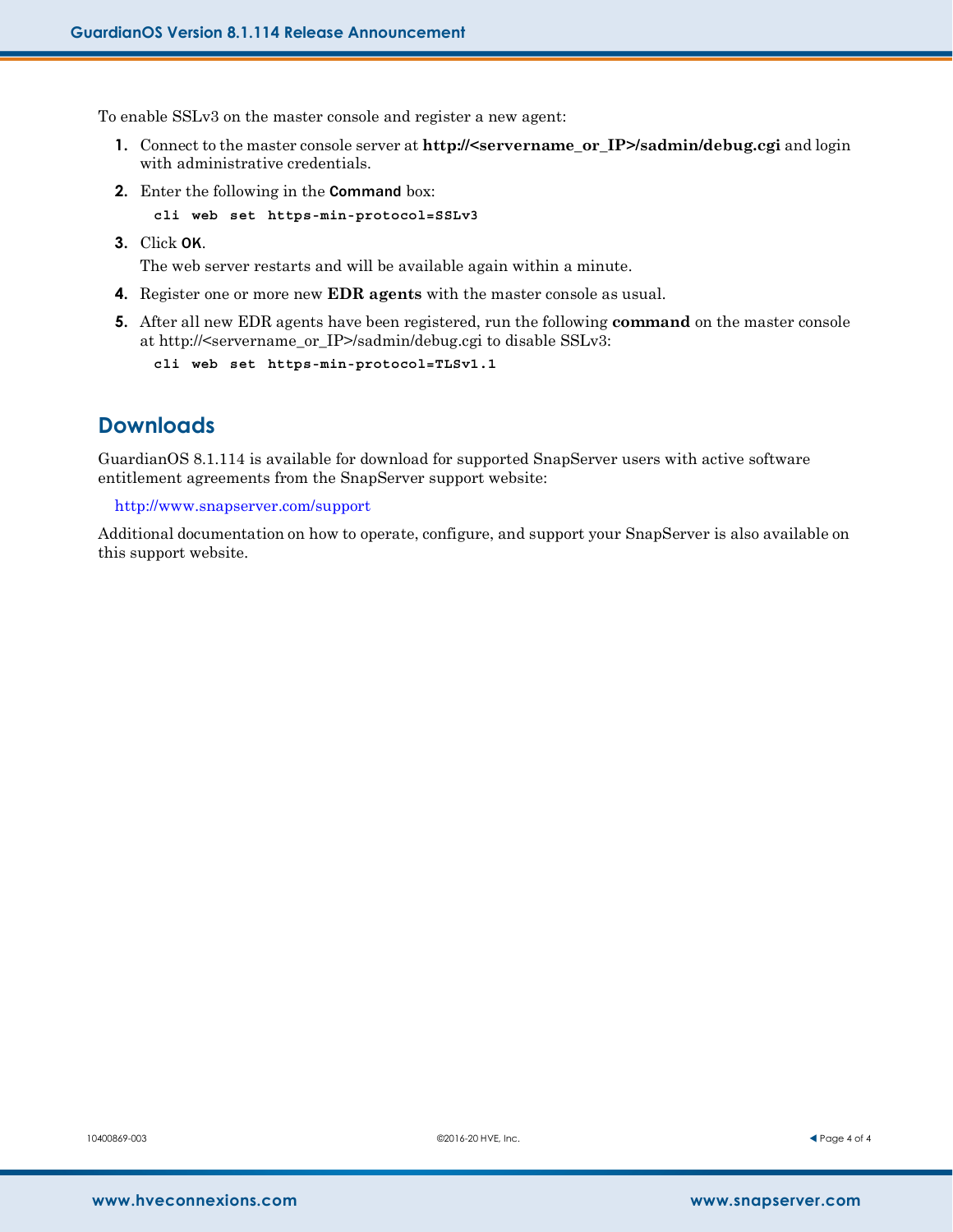To enable SSLv3 on the master console and register a new agent:

1. Connect to the master console server at **http://<servername_or_IP>/sadmin/debug.cgi** and login with administrative credentials.
2. Enter the following in the **Command** box:

   ```
   cli web set https-min-protocol=SSLv3
   ```

3. Click **OK**.

   The web server restarts and will be available again within a minute.
4. Register one or more new **EDR agents** with the master console as usual.
5. After all new EDR agents have been registered, run the following **command** on the master console at http://<servername_or_IP>/sadmin/debug.cgi to disable SSLv3:

   ```
   cli web set https-min-protocol=TLSv1.1
   ```

## Downloads

GuardianOS 8.1.114 is available for download for supported SnapServer users with active software entitlement agreements from the SnapServer support website:

http://www.snapserver.com/support

Additional documentation on how to operate, configure, and support your SnapServer is also available on this support website.